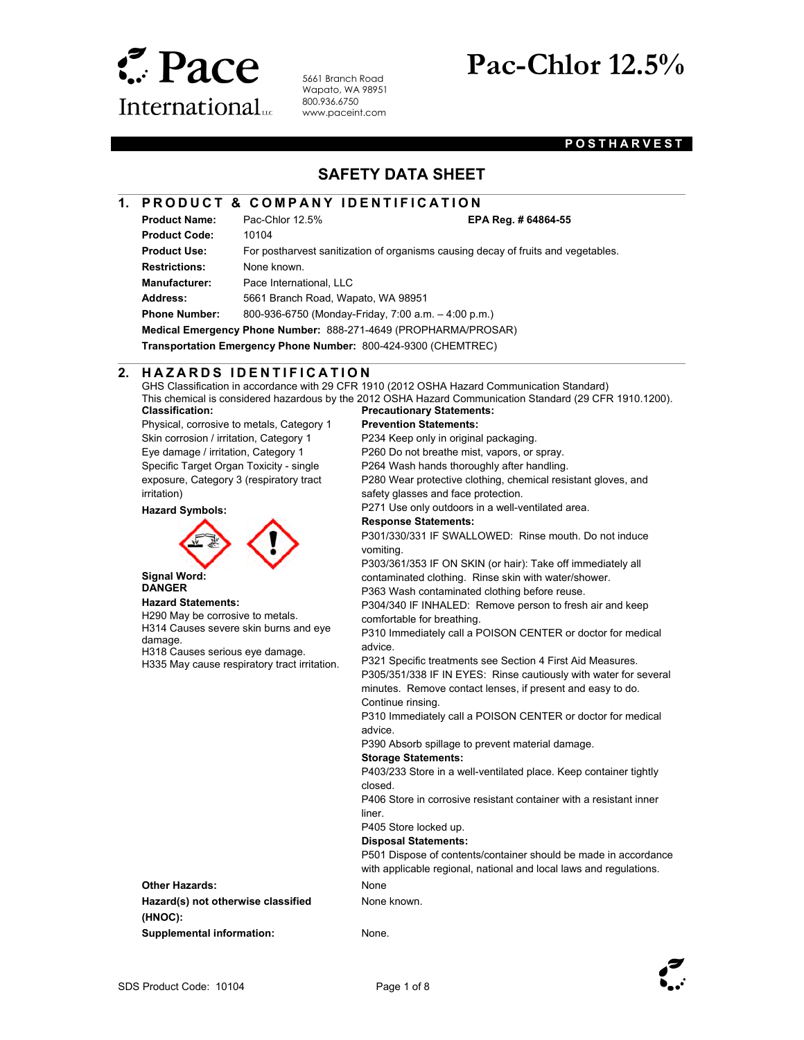Pace International LLC

5661 Branch Road
Wapato, WA 98951
800.936.6750
www.paceint.com

# Pac-Chlor 12.5%

**POSTHARVEST**

## SAFETY DATA SHEET

## 1. PRODUCT & COMPANY IDENTIFICATION

**Product Name:** Pac-Chlor 12.5% **EPA Reg. # 64864-55**

**Product Code:** 10104

**Product Use:** For postharvest sanitization of organisms causing decay of fruits and vegetables.

**Restrictions:** None known.

**Manufacturer:** Pace International, LLC

**Address:** 5661 Branch Road, Wapato, WA 98951

**Phone Number:** 800-936-6750 (Monday-Friday, 7:00 a.m. – 4:00 p.m.)

**Medical Emergency Phone Number:** 888-271-4649 (PROPHARMA/PROSAR)

**Transportation Emergency Phone Number:** 800-424-9300 (CHEMTREC)

## 2. HAZARDS IDENTIFICATION

GHS Classification in accordance with 29 CFR 1910 (2012 OSHA Hazard Communication Standard)
This chemical is considered hazardous by the 2012 OSHA Hazard Communication Standard (29 CFR 1910.1200).

**Classification:**

Physical, corrosive to metals, Category 1
Skin corrosion / irritation, Category 1
Eye damage / irritation, Category 1
Specific Target Organ Toxicity - single exposure, Category 3 (respiratory tract irritation)

**Hazard Symbols:**

**Signal Word:**
**DANGER**

**Hazard Statements:**
H290 May be corrosive to metals.
H314 Causes severe skin burns and eye damage.
H318 Causes serious eye damage.
H335 May cause respiratory tract irritation.

**Precautionary Statements:**

**Prevention Statements:**
P234 Keep only in original packaging.
P260 Do not breathe mist, vapors, or spray.
P264 Wash hands thoroughly after handling.
P280 Wear protective clothing, chemical resistant gloves, and safety glasses and face protection.
P271 Use only outdoors in a well-ventilated area.

**Response Statements:**
P301/330/331 IF SWALLOWED: Rinse mouth. Do not induce vomiting.
P303/361/353 IF ON SKIN (or hair): Take off immediately all contaminated clothing. Rinse skin with water/shower.
P363 Wash contaminated clothing before reuse.
P304/340 IF INHALED: Remove person to fresh air and keep comfortable for breathing.
P310 Immediately call a POISON CENTER or doctor for medical advice.
P321 Specific treatments see Section 4 First Aid Measures.
P305/351/338 IF IN EYES: Rinse cautiously with water for several minutes. Remove contact lenses, if present and easy to do. Continue rinsing.
P310 Immediately call a POISON CENTER or doctor for medical advice.
P390 Absorb spillage to prevent material damage.

**Storage Statements:**
P403/233 Store in a well-ventilated place. Keep container tightly closed.
P406 Store in corrosive resistant container with a resistant inner liner.
P405 Store locked up.

**Disposal Statements:**
P501 Dispose of contents/container should be made in accordance with applicable regional, national and local laws and regulations.

**Other Hazards:** None

**Hazard(s) not otherwise classified (HNOC):** None known.

**Supplemental information:** None.

SDS Product Code: 10104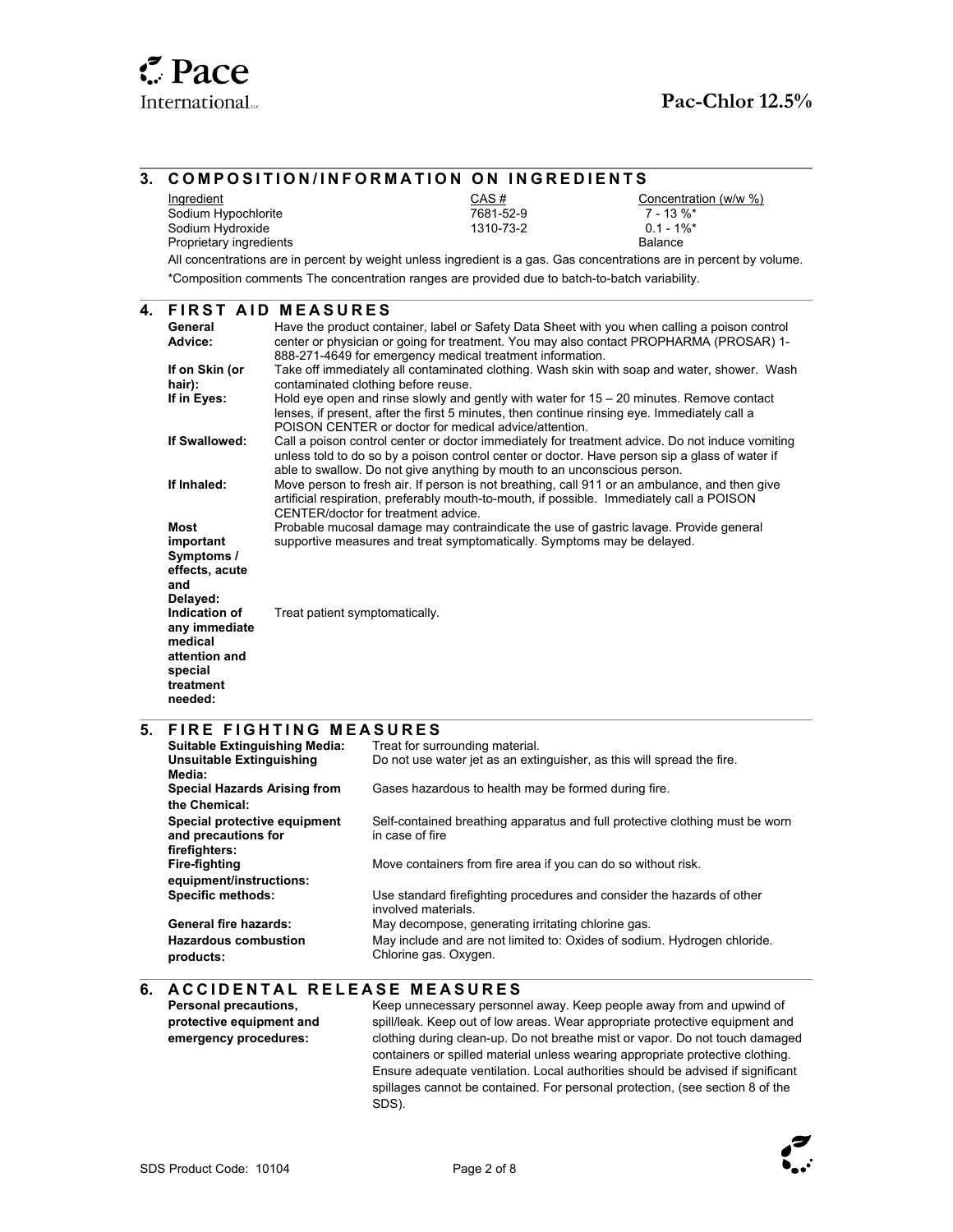## 3. COMPOSITION/INFORMATION ON INGREDIENTS

| Ingredient | CAS # | Concentration (w/w %) |
|---|---|---|
| Sodium Hypochlorite | 7681-52-9 | 7 - 13 %* |
| Sodium Hydroxide | 1310-73-2 | 0.1 - 1%* |
| Proprietary ingredients | | Balance |

All concentrations are in percent by weight unless ingredient is a gas. Gas concentrations are in percent by volume.

*Composition comments The concentration ranges are provided due to batch-to-batch variability.

## 4. FIRST AID MEASURES

**General Advice:** Have the product container, label or Safety Data Sheet with you when calling a poison control center or physician or going for treatment. You may also contact PROPHARMA (PROSAR) 1-888-271-4649 for emergency medical treatment information.

**If on Skin (or hair):** Take off immediately all contaminated clothing. Wash skin with soap and water, shower. Wash contaminated clothing before reuse.

**If in Eyes:** Hold eye open and rinse slowly and gently with water for 15 – 20 minutes. Remove contact lenses, if present, after the first 5 minutes, then continue rinsing eye. Immediately call a POISON CENTER or doctor for medical advice/attention.

**If Swallowed:** Call a poison control center or doctor immediately for treatment advice. Do not induce vomiting unless told to do so by a poison control center or doctor. Have person sip a glass of water if able to swallow. Do not give anything by mouth to an unconscious person.

**If Inhaled:** Move person to fresh air. If person is not breathing, call 911 or an ambulance, and then give artificial respiration, preferably mouth-to-mouth, if possible. Immediately call a POISON CENTER/doctor for treatment advice.

**Most important Symptoms / effects, acute and Delayed:** Probable mucosal damage may contraindicate the use of gastric lavage. Provide general supportive measures and treat symptomatically. Symptoms may be delayed.

**Indication of any immediate medical attention and special treatment needed:** Treat patient symptomatically.

## 5. FIRE FIGHTING MEASURES

**Suitable Extinguishing Media:** Treat for surrounding material.

**Unsuitable Extinguishing Media:** Do not use water jet as an extinguisher, as this will spread the fire.

**Special Hazards Arising from the Chemical:** Gases hazardous to health may be formed during fire.

**Special protective equipment and precautions for firefighters:** Self-contained breathing apparatus and full protective clothing must be worn in case of fire

**Fire-fighting equipment/instructions:** Move containers from fire area if you can do so without risk.

**Specific methods:** Use standard firefighting procedures and consider the hazards of other involved materials.

**General fire hazards:** May decompose, generating irritating chlorine gas.

**Hazardous combustion products:** May include and are not limited to: Oxides of sodium. Hydrogen chloride. Chlorine gas. Oxygen.

## 6. ACCIDENTAL RELEASE MEASURES

**Personal precautions, protective equipment and emergency procedures:** Keep unnecessary personnel away. Keep people away from and upwind of spill/leak. Keep out of low areas. Wear appropriate protective equipment and clothing during clean-up. Do not breathe mist or vapor. Do not touch damaged containers or spilled material unless wearing appropriate protective clothing. Ensure adequate ventilation. Local authorities should be advised if significant spillages cannot be contained. For personal protection, (see section 8 of the SDS).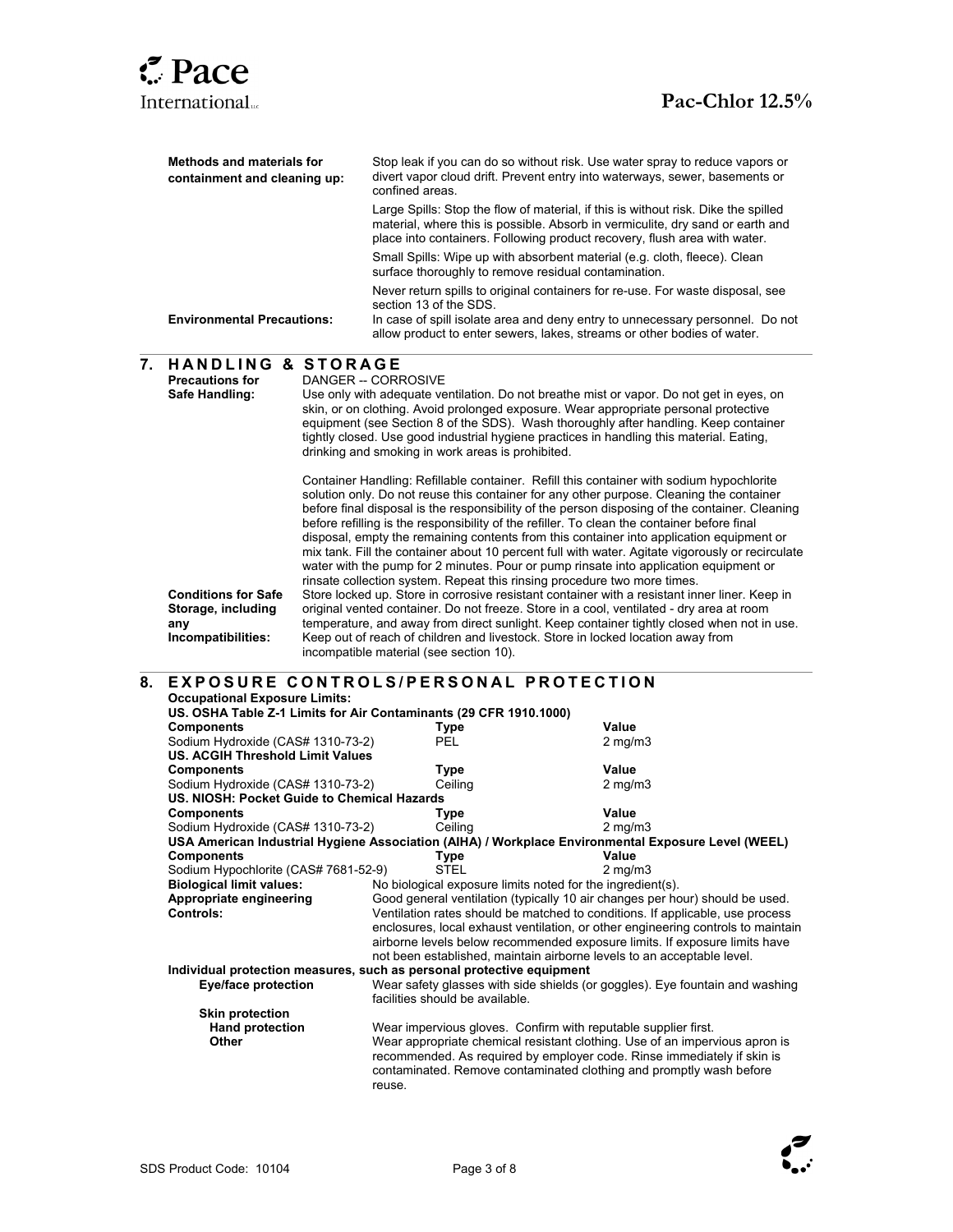**Methods and materials for containment and cleaning up:**

Stop leak if you can do so without risk. Use water spray to reduce vapors or divert vapor cloud drift. Prevent entry into waterways, sewer, basements or confined areas.

Large Spills: Stop the flow of material, if this is without risk. Dike the spilled material, where this is possible. Absorb in vermiculite, dry sand or earth and place into containers. Following product recovery, flush area with water.

Small Spills: Wipe up with absorbent material (e.g. cloth, fleece). Clean surface thoroughly to remove residual contamination.

Never return spills to original containers for re-use. For waste disposal, see section 13 of the SDS.

**Environmental Precautions:** In case of spill isolate area and deny entry to unnecessary personnel. Do not allow product to enter sewers, lakes, streams or other bodies of water.

## 7. HANDLING & STORAGE

**Precautions for Safe Handling:**

DANGER -- CORROSIVE

Use only with adequate ventilation. Do not breathe mist or vapor. Do not get in eyes, on skin, or on clothing. Avoid prolonged exposure. Wear appropriate personal protective equipment (see Section 8 of the SDS). Wash thoroughly after handling. Keep container tightly closed. Use good industrial hygiene practices in handling this material. Eating, drinking and smoking in work areas is prohibited.

Container Handling: Refillable container. Refill this container with sodium hypochlorite solution only. Do not reuse this container for any other purpose. Cleaning the container before final disposal is the responsibility of the person disposing of the container. Cleaning before refilling is the responsibility of the refiller. To clean the container before final disposal, empty the remaining contents from this container into application equipment or mix tank. Fill the container about 10 percent full with water. Agitate vigorously or recirculate water with the pump for 2 minutes. Pour or pump rinsate into application equipment or rinsate collection system. Repeat this rinsing procedure two more times.

**Conditions for Safe Storage, including any Incompatibilities:** Store locked up. Store in corrosive resistant container with a resistant inner liner. Keep in original vented container. Do not freeze. Store in a cool, ventilated - dry area at room temperature, and away from direct sunlight. Keep container tightly closed when not in use. Keep out of reach of children and livestock. Store in locked location away from incompatible material (see section 10).

## 8. EXPOSURE CONTROLS/PERSONAL PROTECTION

**Occupational Exposure Limits:**

**US. OSHA Table Z-1 Limits for Air Contaminants (29 CFR 1910.1000)**

| Components | Type | Value |
|---|---|---|
| Sodium Hydroxide (CAS# 1310-73-2) | PEL | 2 mg/m3 |

**US. ACGIH Threshold Limit Values**

| Components | Type | Value |
|---|---|---|
| Sodium Hydroxide (CAS# 1310-73-2) | Ceiling | 2 mg/m3 |

**US. NIOSH: Pocket Guide to Chemical Hazards**

| Components | Type | Value |
|---|---|---|
| Sodium Hydroxide (CAS# 1310-73-2) | Ceiling | 2 mg/m3 |

**USA American Industrial Hygiene Association (AIHA) / Workplace Environmental Exposure Level (WEEL)**

| Components | Type | Value |
|---|---|---|
| Sodium Hypochlorite (CAS# 7681-52-9) | STEL | 2 mg/m3 |

**Biological limit values:** No biological exposure limits noted for the ingredient(s).

**Appropriate engineering Controls:** Good general ventilation (typically 10 air changes per hour) should be used. Ventilation rates should be matched to conditions. If applicable, use process enclosures, local exhaust ventilation, or other engineering controls to maintain airborne levels below recommended exposure limits. If exposure limits have not been established, maintain airborne levels to an acceptable level.

**Individual protection measures, such as personal protective equipment**

**Eye/face protection:** Wear safety glasses with side shields (or goggles). Eye fountain and washing facilities should be available.

**Skin protection**

**Hand protection:** Wear impervious gloves. Confirm with reputable supplier first.

**Other:** Wear appropriate chemical resistant clothing. Use of an impervious apron is recommended. As required by employer code. Rinse immediately if skin is contaminated. Remove contaminated clothing and promptly wash before reuse.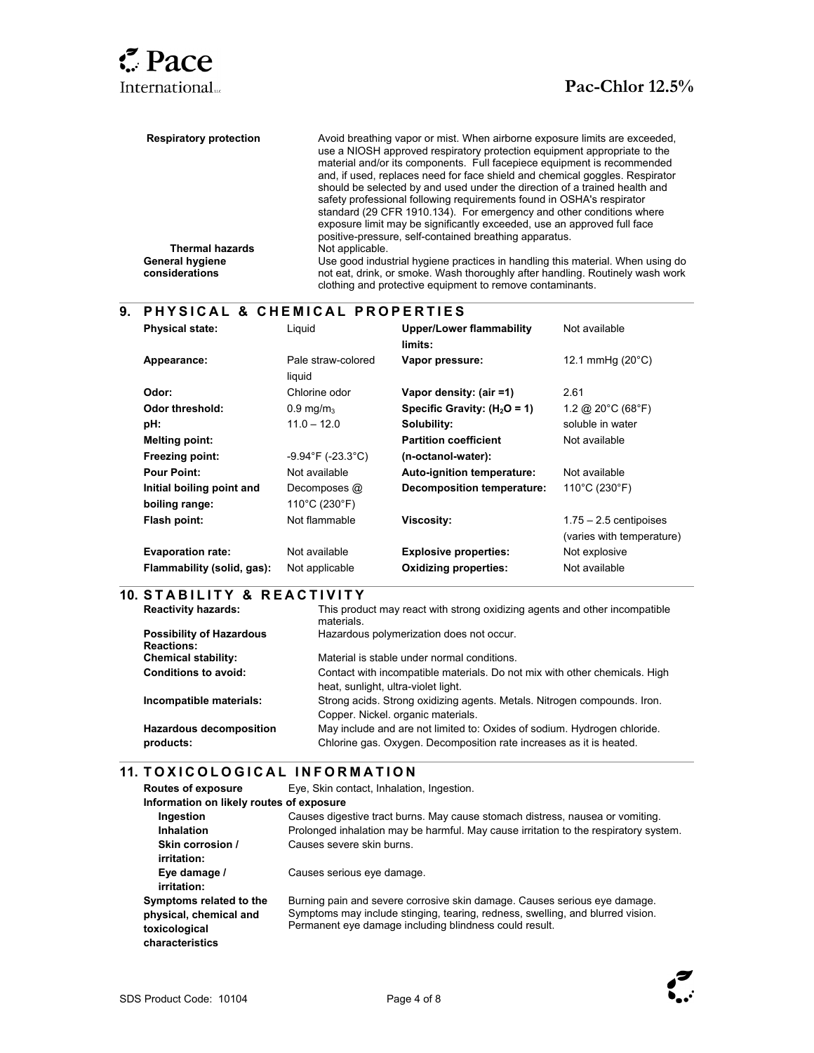| | |
|---|---|
| **Respiratory protection** | Avoid breathing vapor or mist. When airborne exposure limits are exceeded, use a NIOSH approved respiratory protection equipment appropriate to the material and/or its components. Full facepiece equipment is recommended and, if used, replaces need for face shield and chemical goggles. Respirator should be selected by and used under the direction of a trained health and safety professional following requirements found in OSHA's respirator standard (29 CFR 1910.134). For emergency and other conditions where exposure limit may be significantly exceeded, use an approved full face positive-pressure, self-contained breathing apparatus. |
| **Thermal hazards** | Not applicable. |
| **General hygiene considerations** | Use good industrial hygiene practices in handling this material. When using do not eat, drink, or smoke. Wash thoroughly after handling. Routinely wash work clothing and protective equipment to remove contaminants. |

## 9. PHYSICAL & CHEMICAL PROPERTIES

| | | | |
|---|---|---|---|
| **Physical state:** | Liquid | **Upper/Lower flammability limits:** | Not available |
| **Appearance:** | Pale straw-colored liquid | **Vapor pressure:** | 12.1 mmHg (20°C) |
| **Odor:** | Chlorine odor | **Vapor density: (air =1)** | 2.61 |
| **Odor threshold:** | 0.9 $mg/m_3$ | **Specific Gravity: ($H_2O$ = 1)** | 1.2 @ 20°C (68°F) |
| **pH:** | 11.0 – 12.0 | **Solubility:** | soluble in water |
| **Melting point:** | | **Partition coefficient (n-octanol-water):** | Not available |
| **Freezing point:** | -9.94°F (-23.3°C) | | |
| **Pour Point:** | Not available | **Auto-ignition temperature:** | Not available |
| **Initial boiling point and boiling range:** | Decomposes @ 110°C (230°F) | **Decomposition temperature:** | 110°C (230°F) |
| **Flash point:** | Not flammable | **Viscosity:** | 1.75 – 2.5 centipoises (varies with temperature) |
| **Evaporation rate:** | Not available | **Explosive properties:** | Not explosive |
| **Flammability (solid, gas):** | Not applicable | **Oxidizing properties:** | Not available |

## 10. STABILITY & REACTIVITY

| | |
|---|---|
| **Reactivity hazards:** | This product may react with strong oxidizing agents and other incompatible materials. |
| **Possibility of Hazardous Reactions:** | Hazardous polymerization does not occur. |
| **Chemical stability:** | Material is stable under normal conditions. |
| **Conditions to avoid:** | Contact with incompatible materials. Do not mix with other chemicals. High heat, sunlight, ultra-violet light. |
| **Incompatible materials:** | Strong acids. Strong oxidizing agents. Metals. Nitrogen compounds. Iron. Copper. Nickel. organic materials. |
| **Hazardous decomposition products:** | May include and are not limited to: Oxides of sodium. Hydrogen chloride. Chlorine gas. Oxygen. Decomposition rate increases as it is heated. |

## 11. TOXICOLOGICAL INFORMATION

**Routes of exposure** Eye, Skin contact, Inhalation, Ingestion.

**Information on likely routes of exposure**

| | |
|---|---|
| **Ingestion** | Causes digestive tract burns. May cause stomach distress, nausea or vomiting. |
| **Inhalation** | Prolonged inhalation may be harmful. May cause irritation to the respiratory system. |
| **Skin corrosion / irritation:** | Causes severe skin burns. |
| **Eye damage / irritation:** | Causes serious eye damage. |
| **Symptoms related to the physical, chemical and toxicological characteristics** | Burning pain and severe corrosive skin damage. Causes serious eye damage. Symptoms may include stinging, tearing, redness, swelling, and blurred vision. Permanent eye damage including blindness could result. |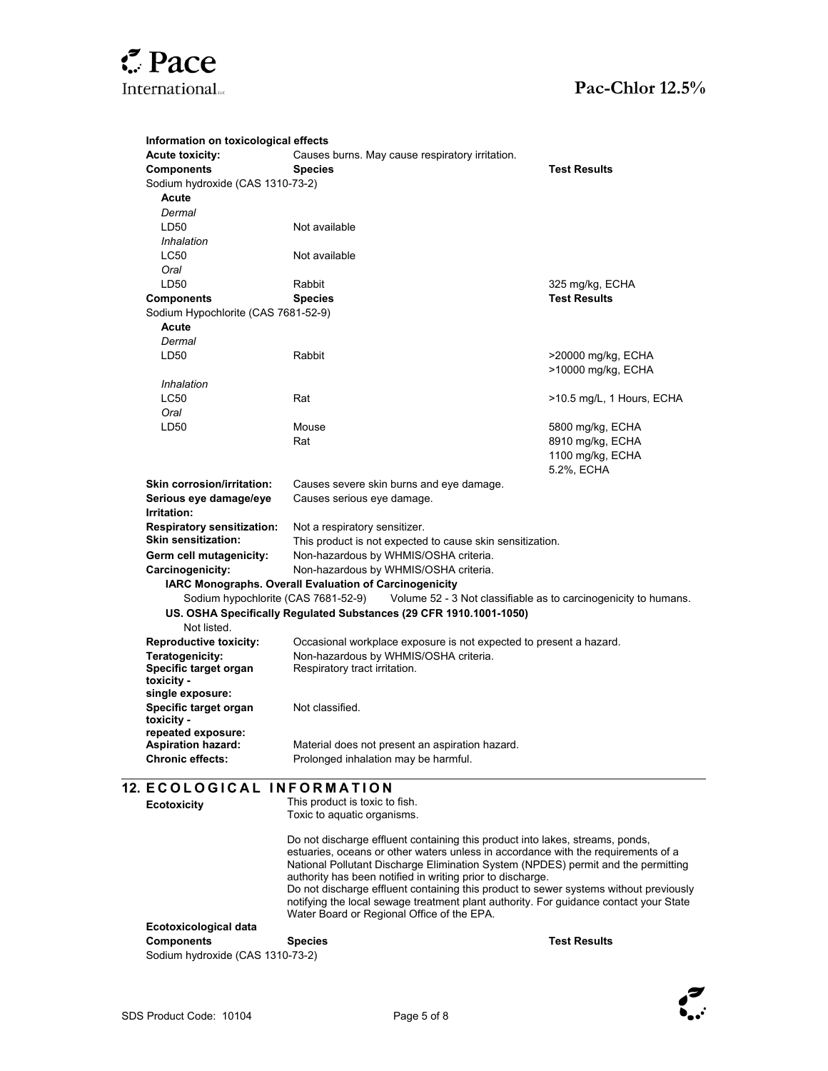**Information on toxicological effects**

**Acute toxicity:** Causes burns. May cause respiratory irritation.

| Components | Species | Test Results |
|---|---|---|
| Sodium hydroxide (CAS 1310-73-2) | | |
| **Acute** | | |
| *Dermal* | | |
| LD50 | Not available | |
| *Inhalation* | | |
| LC50 | Not available | |
| *Oral* | | |
| LD50 | Rabbit | 325 mg/kg, ECHA |

| Components | Species | Test Results |
|---|---|---|
| Sodium Hypochlorite (CAS 7681-52-9) | | |
| **Acute** | | |
| *Dermal* | | |
| LD50 | Rabbit | >20000 mg/kg, ECHA |
| | | >10000 mg/kg, ECHA |
| *Inhalation* | | |
| LC50 | Rat | >10.5 mg/L, 1 Hours, ECHA |
| *Oral* | | |
| LD50 | Mouse | 5800 mg/kg, ECHA |
| | Rat | 8910 mg/kg, ECHA |
| | | 1100 mg/kg, ECHA |
| | | 5.2%, ECHA |

**Skin corrosion/irritation:** Causes severe skin burns and eye damage.

**Serious eye damage/eye Irritation:** Causes serious eye damage.

**Respiratory sensitization:** Not a respiratory sensitizer.

**Skin sensitization:** This product is not expected to cause skin sensitization.

**Germ cell mutagenicity:** Non-hazardous by WHMIS/OSHA criteria.

**Carcinogenicity:** Non-hazardous by WHMIS/OSHA criteria.

**IARC Monographs. Overall Evaluation of Carcinogenicity**

Sodium hypochlorite (CAS 7681-52-9) Volume 52 - 3 Not classifiable as to carcinogenicity to humans.

**US. OSHA Specifically Regulated Substances (29 CFR 1910.1001-1050)**

Not listed.

**Reproductive toxicity:** Occasional workplace exposure is not expected to present a hazard.

**Teratogenicity:** Non-hazardous by WHMIS/OSHA criteria.

**Specific target organ toxicity - single exposure:** Respiratory tract irritation.

**Specific target organ toxicity - repeated exposure:** Not classified.

**Aspiration hazard:** Material does not present an aspiration hazard.

**Chronic effects:** Prolonged inhalation may be harmful.

## 12. ECOLOGICAL INFORMATION

**Ecotoxicity**

This product is toxic to fish.
Toxic to aquatic organisms.

Do not discharge effluent containing this product into lakes, streams, ponds, estuaries, oceans or other waters unless in accordance with the requirements of a National Pollutant Discharge Elimination System (NPDES) permit and the permitting authority has been notified in writing prior to discharge.
Do not discharge effluent containing this product to sewer systems without previously notifying the local sewage treatment plant authority. For guidance contact your State Water Board or Regional Office of the EPA.

**Ecotoxicological data**

| Components | Species | Test Results |
|---|---|---|
| Sodium hydroxide (CAS 1310-73-2) | | |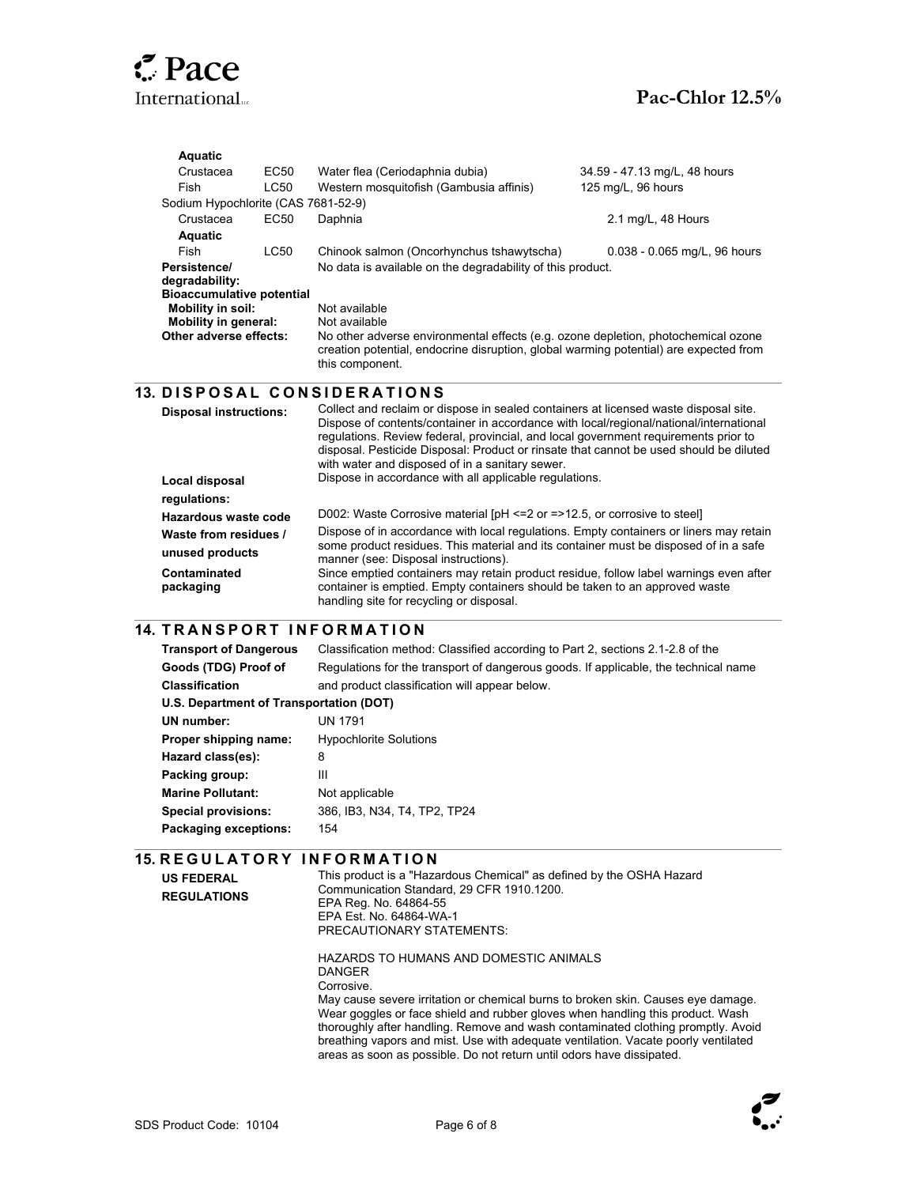| | | | |
|---|---|---|---|
| **Aquatic** | | | |
| Crustacea | EC50 | Water flea (Ceriodaphnia dubia) | 34.59 - 47.13 mg/L, 48 hours |
| Fish | LC50 | Western mosquitofish (Gambusia affinis) | 125 mg/L, 96 hours |
| Sodium Hypochlorite (CAS 7681-52-9) | | | |
| Crustacea | EC50 | Daphnia | 2.1 mg/L, 48 Hours |
| **Aquatic** | | | |
| Fish | LC50 | Chinook salmon (Oncorhynchus tshawytscha) | 0.038 - 0.065 mg/L, 96 hours |

**Persistence/ degradability:** No data is available on the degradability of this product.

**Bioaccumulative potential**

**Mobility in soil:** Not available

**Mobility in general:** Not available

**Other adverse effects:** No other adverse environmental effects (e.g. ozone depletion, photochemical ozone creation potential, endocrine disruption, global warming potential) are expected from this component.

## 13. DISPOSAL CONSIDERATIONS

**Disposal instructions:** Collect and reclaim or dispose in sealed containers at licensed waste disposal site. Dispose of contents/container in accordance with local/regional/national/international regulations. Review federal, provincial, and local government requirements prior to disposal. Pesticide Disposal: Product or rinsate that cannot be used should be diluted with water and disposed of in a sanitary sewer.

**Local disposal regulations:** Dispose in accordance with all applicable regulations.

**Hazardous waste code** D002: Waste Corrosive material [pH <=2 or =>12.5, or corrosive to steel]

**Waste from residues / unused products** Dispose of in accordance with local regulations. Empty containers or liners may retain some product residues. This material and its container must be disposed of in a safe manner (see: Disposal instructions).

**Contaminated packaging** Since emptied containers may retain product residue, follow label warnings even after container is emptied. Empty containers should be taken to an approved waste handling site for recycling or disposal.

## 14. TRANSPORT INFORMATION

**Transport of Dangerous Goods (TDG) Proof of Classification** Classification method: Classified according to Part 2, sections 2.1-2.8 of the Regulations for the transport of dangerous goods. If applicable, the technical name and product classification will appear below.

**U.S. Department of Transportation (DOT)**

**UN number:** UN 1791

**Proper shipping name:** Hypochlorite Solutions

**Hazard class(es):** 8

**Packing group:** III

**Marine Pollutant:** Not applicable

**Special provisions:** 386, IB3, N34, T4, TP2, TP24

**Packaging exceptions:** 154

## 15. REGULATORY INFORMATION

**US FEDERAL REGULATIONS**

This product is a "Hazardous Chemical" as defined by the OSHA Hazard Communication Standard, 29 CFR 1910.1200.
EPA Reg. No. 64864-55
EPA Est. No. 64864-WA-1
PRECAUTIONARY STATEMENTS:

HAZARDS TO HUMANS AND DOMESTIC ANIMALS
DANGER
Corrosive.
May cause severe irritation or chemical burns to broken skin. Causes eye damage. Wear goggles or face shield and rubber gloves when handling this product. Wash thoroughly after handling. Remove and wash contaminated clothing promptly. Avoid breathing vapors and mist. Use with adequate ventilation. Vacate poorly ventilated areas as soon as possible. Do not return until odors have dissipated.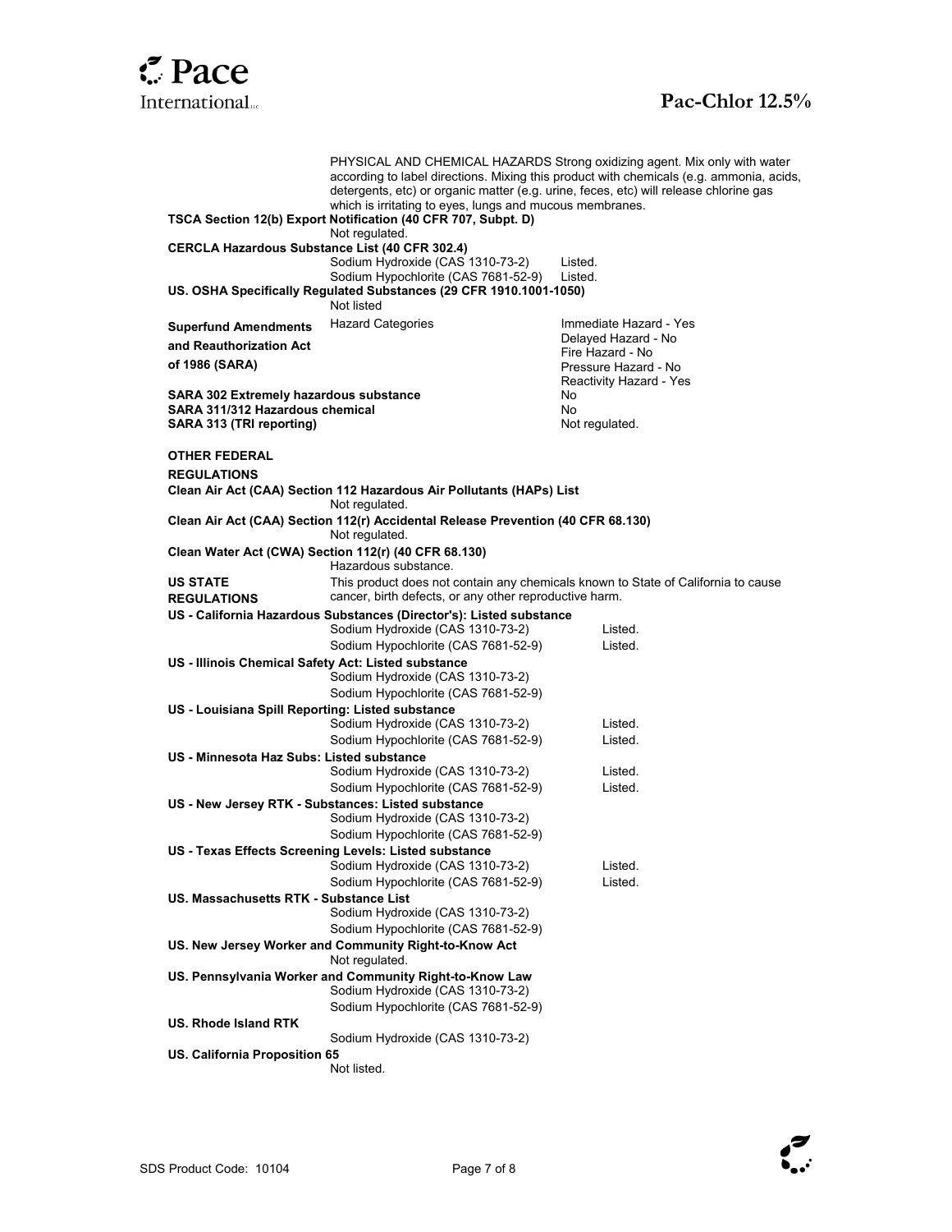PHYSICAL AND CHEMICAL HAZARDS Strong oxidizing agent. Mix only with water according to label directions. Mixing this product with chemicals (e.g. ammonia, acids, detergents, etc) or organic matter (e.g. urine, feces, etc) will release chlorine gas which is irritating to eyes, lungs and mucous membranes.

**TSCA Section 12(b) Export Notification (40 CFR 707, Subpt. D)**

Not regulated.

**CERCLA Hazardous Substance List (40 CFR 302.4)**

| | |
|---|---|
| Sodium Hydroxide (CAS 1310-73-2) | Listed. |
| Sodium Hypochlorite (CAS 7681-52-9) | Listed. |

**US. OSHA Specifically Regulated Substances (29 CFR 1910.1001-1050)**

Not listed

| | | |
|---|---|---|
| **Superfund Amendments and Reauthorization Act of 1986 (SARA)** | Hazard Categories | Immediate Hazard - Yes<br>Delayed Hazard - No<br>Fire Hazard - No<br>Pressure Hazard - No<br>Reactivity Hazard - Yes |
| **SARA 302 Extremely hazardous substance** | | No |
| **SARA 311/312 Hazardous chemical** | | No |
| **SARA 313 (TRI reporting)** | | Not regulated. |

**OTHER FEDERAL REGULATIONS**

**Clean Air Act (CAA) Section 112 Hazardous Air Pollutants (HAPs) List**

Not regulated.

**Clean Air Act (CAA) Section 112(r) Accidental Release Prevention (40 CFR 68.130)**

Not regulated.

**Clean Water Act (CWA) Section 112(r) (40 CFR 68.130)**

Hazardous substance.

**US STATE REGULATIONS** This product does not contain any chemicals known to State of California to cause cancer, birth defects, or any other reproductive harm.

**US - California Hazardous Substances (Director's): Listed substance**

| | |
|---|---|
| Sodium Hydroxide (CAS 1310-73-2) | Listed. |
| Sodium Hypochlorite (CAS 7681-52-9) | Listed. |

**US - Illinois Chemical Safety Act: Listed substance**

Sodium Hydroxide (CAS 1310-73-2)
Sodium Hypochlorite (CAS 7681-52-9)

**US - Louisiana Spill Reporting: Listed substance**

| | |
|---|---|
| Sodium Hydroxide (CAS 1310-73-2) | Listed. |
| Sodium Hypochlorite (CAS 7681-52-9) | Listed. |

**US - Minnesota Haz Subs: Listed substance**

| | |
|---|---|
| Sodium Hydroxide (CAS 1310-73-2) | Listed. |
| Sodium Hypochlorite (CAS 7681-52-9) | Listed. |

**US - New Jersey RTK - Substances: Listed substance**

Sodium Hydroxide (CAS 1310-73-2)
Sodium Hypochlorite (CAS 7681-52-9)

**US - Texas Effects Screening Levels: Listed substance**

| | |
|---|---|
| Sodium Hydroxide (CAS 1310-73-2) | Listed. |
| Sodium Hypochlorite (CAS 7681-52-9) | Listed. |

**US. Massachusetts RTK - Substance List**

Sodium Hydroxide (CAS 1310-73-2)
Sodium Hypochlorite (CAS 7681-52-9)

**US. New Jersey Worker and Community Right-to-Know Act**

Not regulated.

**US. Pennsylvania Worker and Community Right-to-Know Law**

Sodium Hydroxide (CAS 1310-73-2)
Sodium Hypochlorite (CAS 7681-52-9)

**US. Rhode Island RTK**

Sodium Hydroxide (CAS 1310-73-2)

**US. California Proposition 65**

Not listed.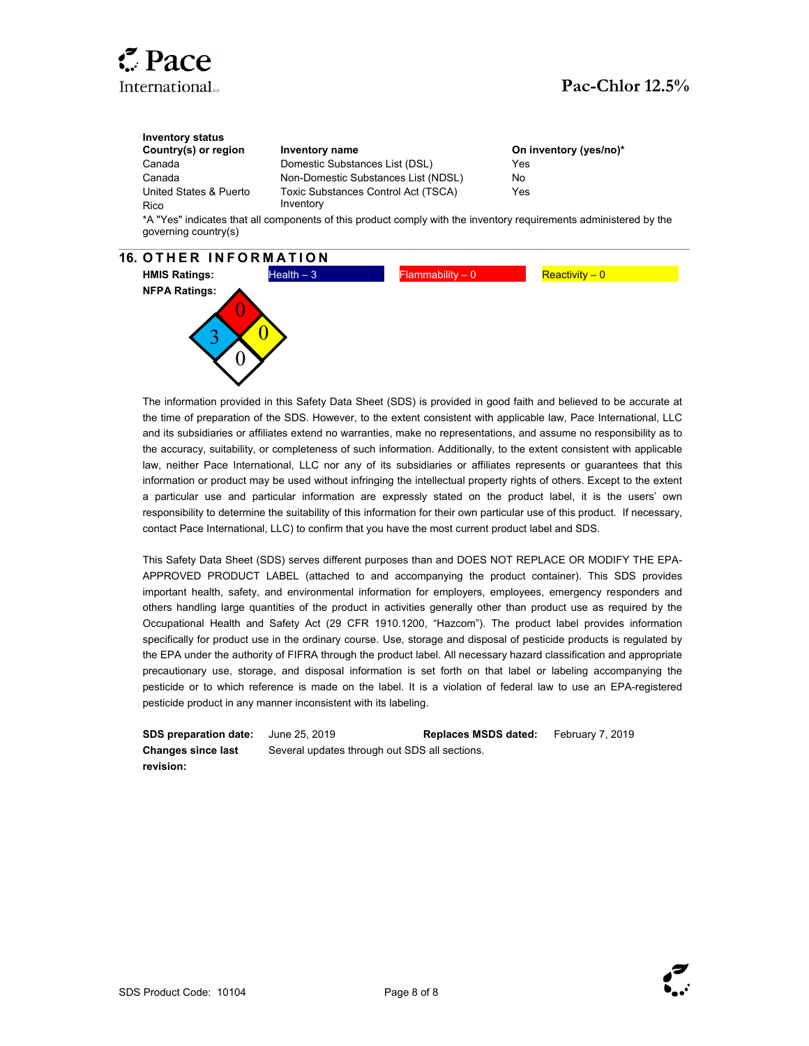**Inventory status**

| Country(s) or region | Inventory name | On inventory (yes/no)* |
|---|---|---|
| Canada | Domestic Substances List (DSL) | Yes |
| Canada | Non-Domestic Substances List (NDSL) | No |
| United States & Puerto Rico | Toxic Substances Control Act (TSCA) Inventory | Yes |

*A "Yes" indicates that all components of this product comply with the inventory requirements administered by the governing country(s)

## 16. OTHER INFORMATION

**HMIS Ratings:** Health – 3 | Flammability – 0 | Reactivity – 0

**NFPA Ratings:**

Health: 3
Flammability: 0
Instability: 0
Special: 0

The information provided in this Safety Data Sheet (SDS) is provided in good faith and believed to be accurate at the time of preparation of the SDS. However, to the extent consistent with applicable law, Pace International, LLC and its subsidiaries or affiliates extend no warranties, make no representations, and assume no responsibility as to the accuracy, suitability, or completeness of such information. Additionally, to the extent consistent with applicable law, neither Pace International, LLC nor any of its subsidiaries or affiliates represents or guarantees that this information or product may be used without infringing the intellectual property rights of others. Except to the extent a particular use and particular information are expressly stated on the product label, it is the users' own responsibility to determine the suitability of this information for their own particular use of this product. If necessary, contact Pace International, LLC) to confirm that you have the most current product label and SDS.

This Safety Data Sheet (SDS) serves different purposes than and DOES NOT REPLACE OR MODIFY THE EPA-APPROVED PRODUCT LABEL (attached to and accompanying the product container). This SDS provides important health, safety, and environmental information for employers, employees, emergency responders and others handling large quantities of the product in activities generally other than product use as required by the Occupational Health and Safety Act (29 CFR 1910.1200, "Hazcom"). The product label provides information specifically for product use in the ordinary course. Use, storage and disposal of pesticide products is regulated by the EPA under the authority of FIFRA through the product label. All necessary hazard classification and appropriate precautionary use, storage, and disposal information is set forth on that label or labeling accompanying the pesticide or to which reference is made on the label. It is a violation of federal law to use an EPA-registered pesticide product in any manner inconsistent with its labeling.

**SDS preparation date:** June 25, 2019 **Replaces MSDS dated:** February 7, 2019

**Changes since last revision:** Several updates through out SDS all sections.

SDS Product Code: 10104